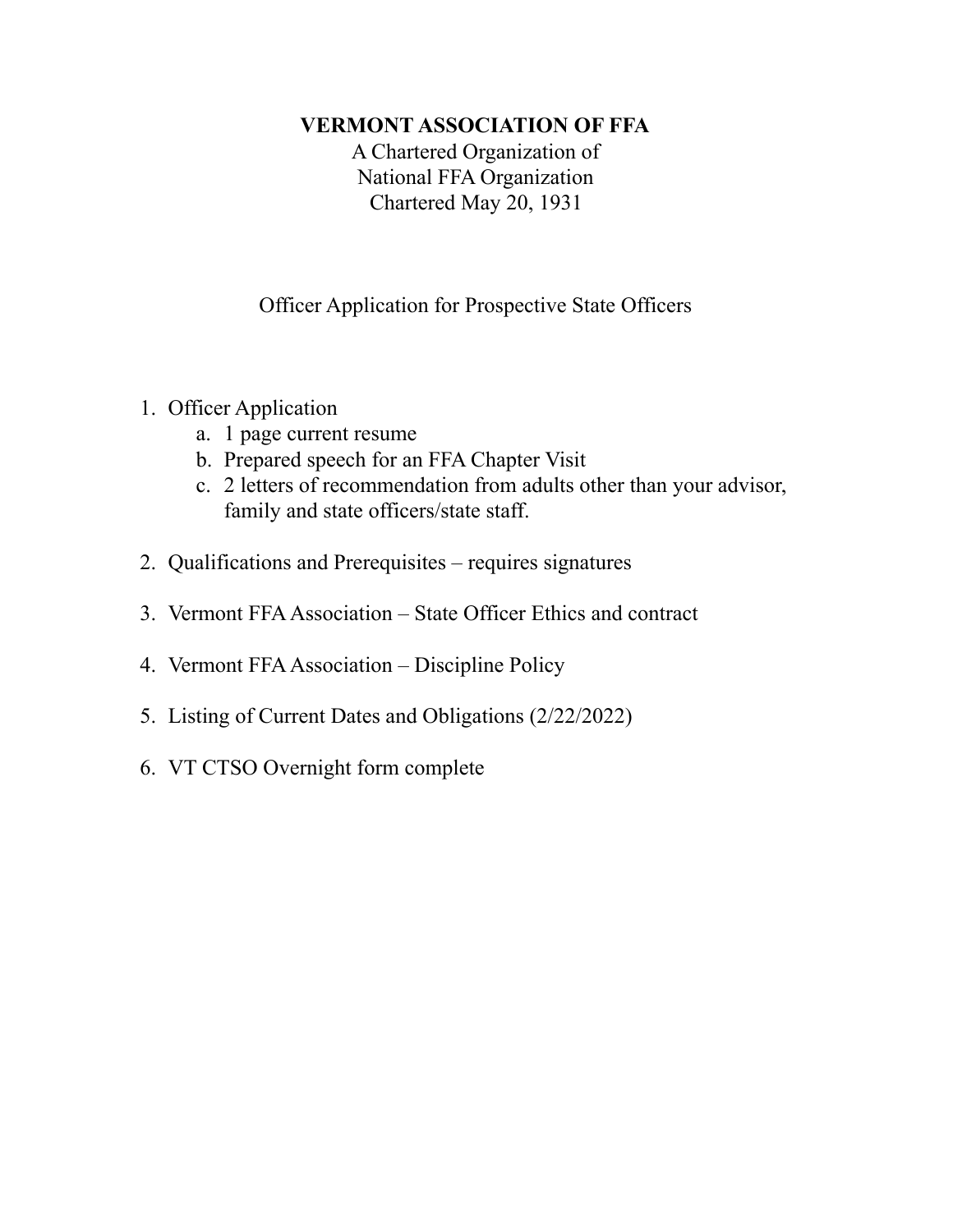**VERMONT ASSOCIATION OF FFA**

A Chartered Organization of
National FFA Organization
Chartered May 20, 1931

Officer Application for Prospective State Officers

1. Officer Application
    a. 1 page current resume
    b. Prepared speech for an FFA Chapter Visit
    c. 2 letters of recommendation from adults other than your advisor, family and state officers/state staff.

2. Qualifications and Prerequisites – requires signatures

3. Vermont FFA Association – State Officer Ethics and contract

4. Vermont FFA Association – Discipline Policy

5. Listing of Current Dates and Obligations (2/22/2022)

6. VT CTSO Overnight form complete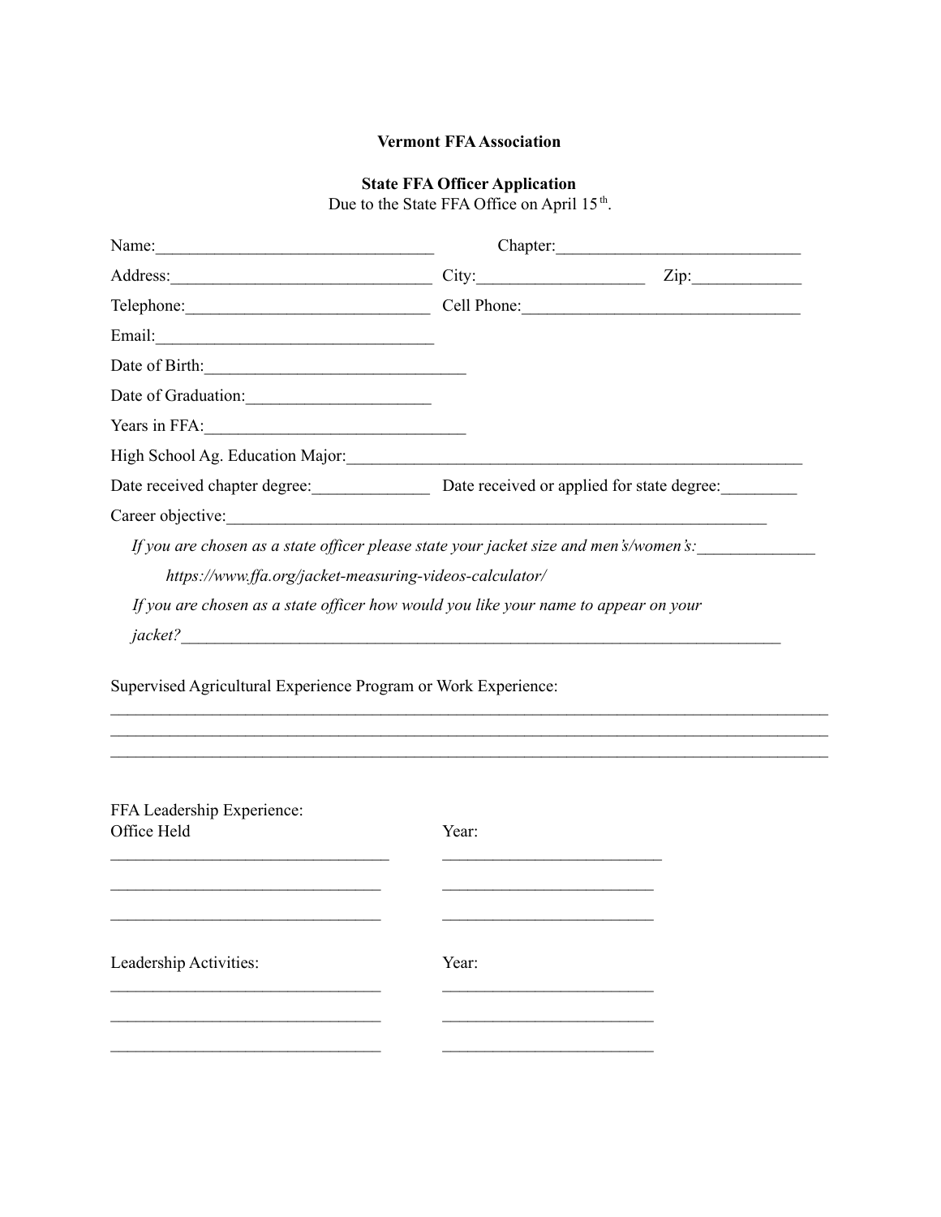**Vermont FFA Association**

**State FFA Officer Application**

Due to the State FFA Office on April 15th.

Name:________________________________ Chapter:____________________________

Address:______________________________ City:___________________ Zip:____________

Telephone:____________________________ Cell Phone:________________________________

Email:________________________________

Date of Birth:______________________________

Date of Graduation:_____________________

Years in FFA:______________________________

High School Ag. Education Major:_____________________________________________________

Date received chapter degree:_____________ Date received or applied for state degree:_________

Career objective:_______________________________________________________________

*If you are chosen as a state officer please state your jacket size and men's/women's:*_____________

*https://www.ffa.org/jacket-measuring-videos-calculator/*

*If you are chosen as a state officer how would you like your name to appear on your jacket?*_______________________________________________________________________

Supervised Agricultural Experience Program or Work Experience:

_______________________________________________________________________________

_______________________________________________________________________________

_______________________________________________________________________________

FFA Leadership Experience:

| Office Held | Year: |
| --- | --- |
| ________________________________ | _________________________ |
| ________________________________ | _________________________ |
| ________________________________ | _________________________ |

| Leadership Activities: | Year: |
| --- | --- |
| ________________________________ | _________________________ |
| ________________________________ | _________________________ |
| ________________________________ | _________________________ |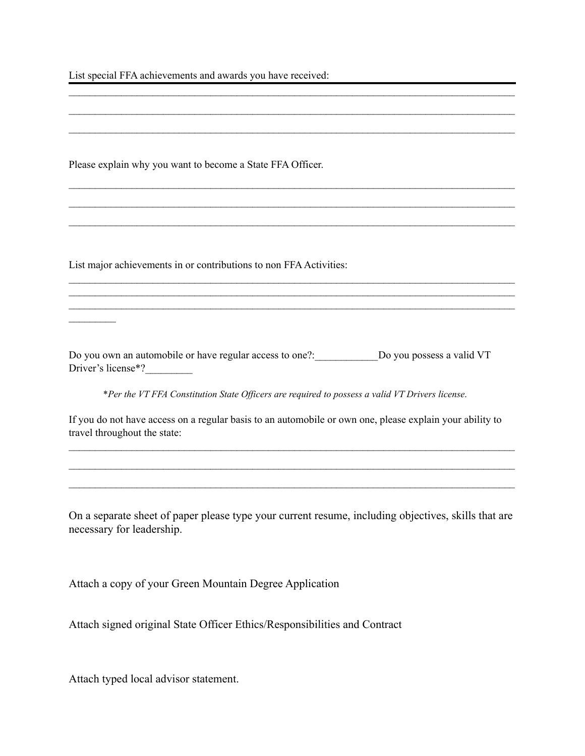List special FFA achievements and awards you have received:

_______________________________________________________________________________________

_______________________________________________________________________________________

_______________________________________________________________________________________

Please explain why you want to become a State FFA Officer.

_______________________________________________________________________________________

_______________________________________________________________________________________

_______________________________________________________________________________________

List major achievements in or contributions to non FFA Activities:

_______________________________________________________________________________________

_______________________________________________________________________________________

_______________________________________________________________________________________

_________

Do you own an automobile or have regular access to one?:____________Do you possess a valid VT Driver's license*?_________

*\*Per the VT FFA Constitution State Officers are required to possess a valid VT Drivers license.*

If you do not have access on a regular basis to an automobile or own one, please explain your ability to travel throughout the state:

_______________________________________________________________________________________

_______________________________________________________________________________________

_______________________________________________________________________________________

On a separate sheet of paper please type your current resume, including objectives, skills that are necessary for leadership.

Attach a copy of your Green Mountain Degree Application

Attach signed original State Officer Ethics/Responsibilities and Contract

Attach typed local advisor statement.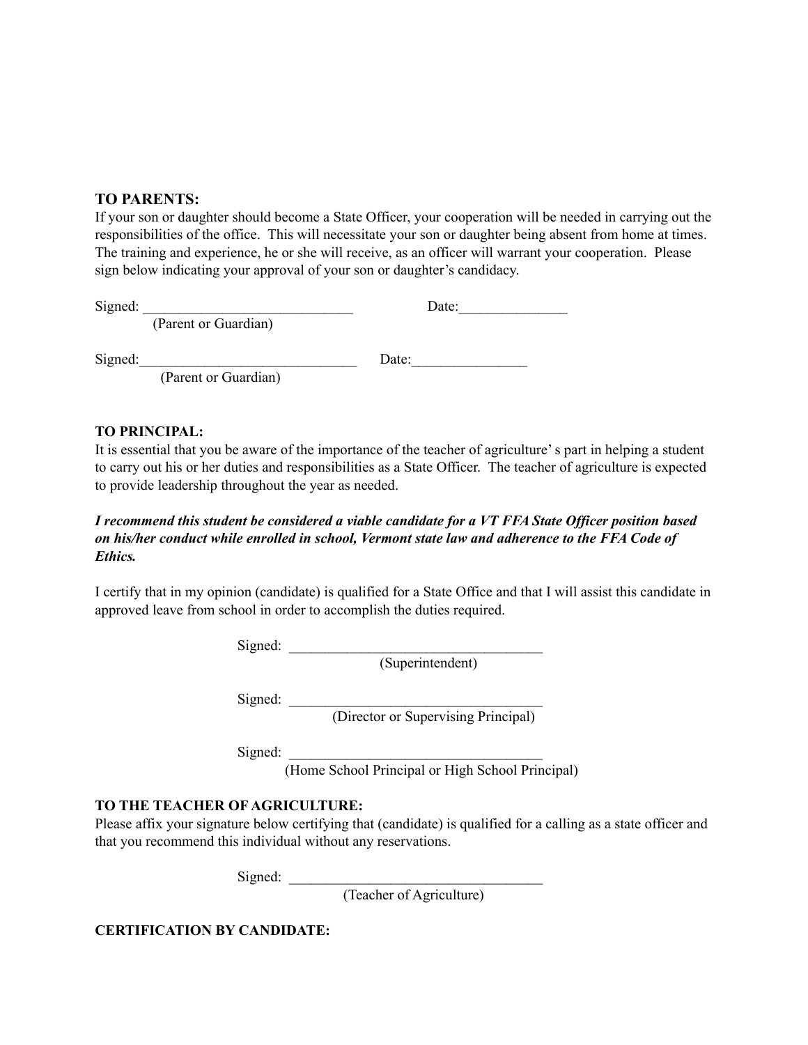**TO PARENTS:**
If your son or daughter should become a State Officer, your cooperation will be needed in carrying out the responsibilities of the office. This will necessitate your son or daughter being absent from home at times. The training and experience, he or she will receive, as an officer will warrant your cooperation. Please sign below indicating your approval of your son or daughter's candidacy.

Signed: _____________________________ Date:_______________
(Parent or Guardian)

Signed:______________________________ Date:________________
(Parent or Guardian)

**TO PRINCIPAL:**
It is essential that you be aware of the importance of the teacher of agriculture' s part in helping a student to carry out his or her duties and responsibilities as a State Officer. The teacher of agriculture is expected to provide leadership throughout the year as needed.

***I recommend this student be considered a viable candidate for a VT FFA State Officer position based on his/her conduct while enrolled in school, Vermont state law and adherence to the FFA Code of Ethics.***

I certify that in my opinion (candidate) is qualified for a State Office and that I will assist this candidate in approved leave from school in order to accomplish the duties required.

Signed: ___________________________________
(Superintendent)

Signed: ___________________________________
(Director or Supervising Principal)

Signed: ___________________________________
(Home School Principal or High School Principal)

**TO THE TEACHER OF AGRICULTURE:**
Please affix your signature below certifying that (candidate) is qualified for a calling as a state officer and that you recommend this individual without any reservations.

Signed: ___________________________________
(Teacher of Agriculture)

**CERTIFICATION BY CANDIDATE:**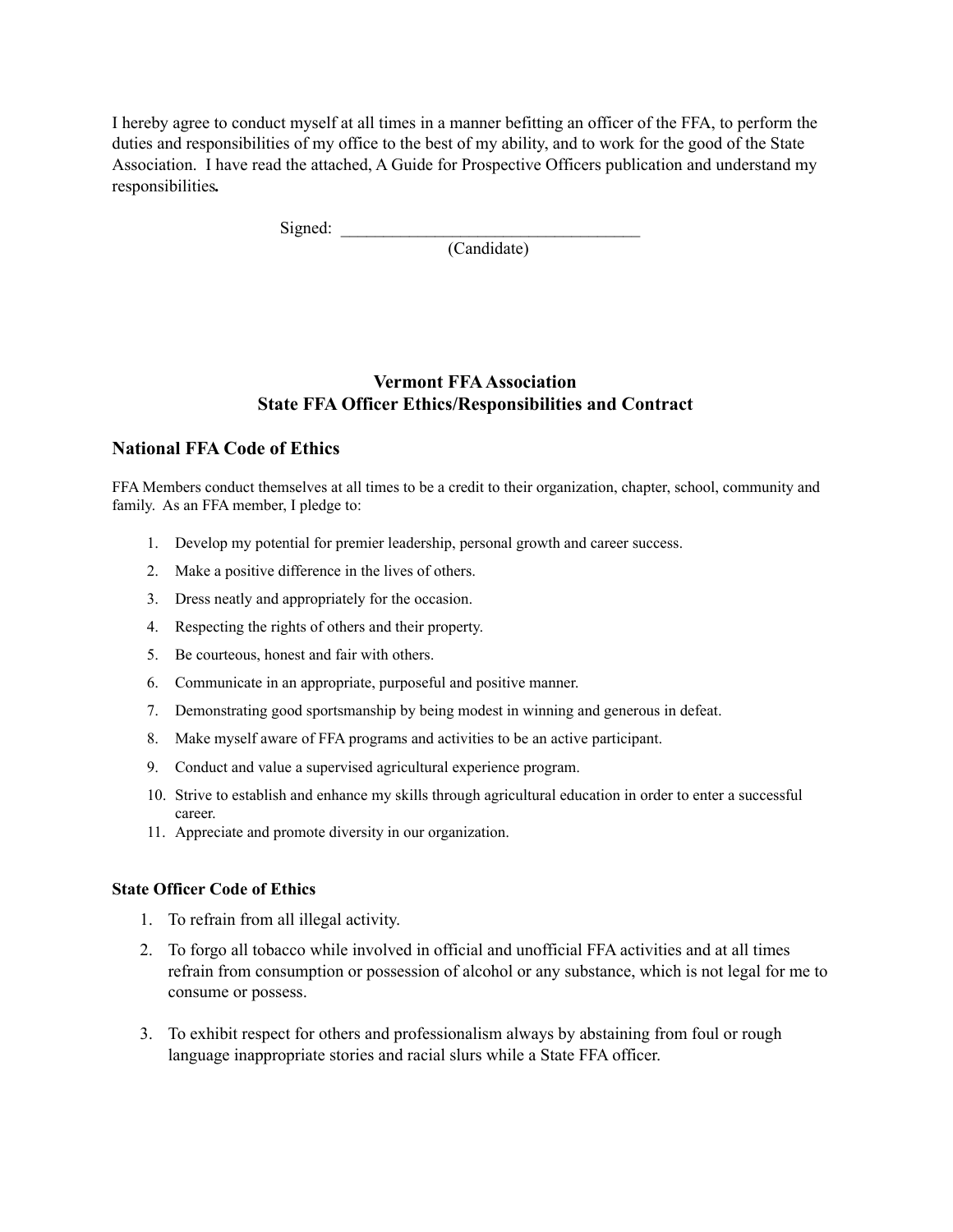I hereby agree to conduct myself at all times in a manner befitting an officer of the FFA, to perform the duties and responsibilities of my office to the best of my ability, and to work for the good of the State Association. I have read the attached, A Guide for Prospective Officers publication and understand my responsibilities**.**

Signed: ___________________________________
(Candidate)

## Vermont FFA Association
## State FFA Officer Ethics/Responsibilities and Contract

### National FFA Code of Ethics

FFA Members conduct themselves at all times to be a credit to their organization, chapter, school, community and family. As an FFA member, I pledge to:

1. Develop my potential for premier leadership, personal growth and career success.
2. Make a positive difference in the lives of others.
3. Dress neatly and appropriately for the occasion.
4. Respecting the rights of others and their property.
5. Be courteous, honest and fair with others.
6. Communicate in an appropriate, purposeful and positive manner.
7. Demonstrating good sportsmanship by being modest in winning and generous in defeat.
8. Make myself aware of FFA programs and activities to be an active participant.
9. Conduct and value a supervised agricultural experience program.
10. Strive to establish and enhance my skills through agricultural education in order to enter a successful career.
11. Appreciate and promote diversity in our organization.

#### State Officer Code of Ethics

1. To refrain from all illegal activity.
2. To forgo all tobacco while involved in official and unofficial FFA activities and at all times refrain from consumption or possession of alcohol or any substance, which is not legal for me to consume or possess.
3. To exhibit respect for others and professionalism always by abstaining from foul or rough language inappropriate stories and racial slurs while a State FFA officer.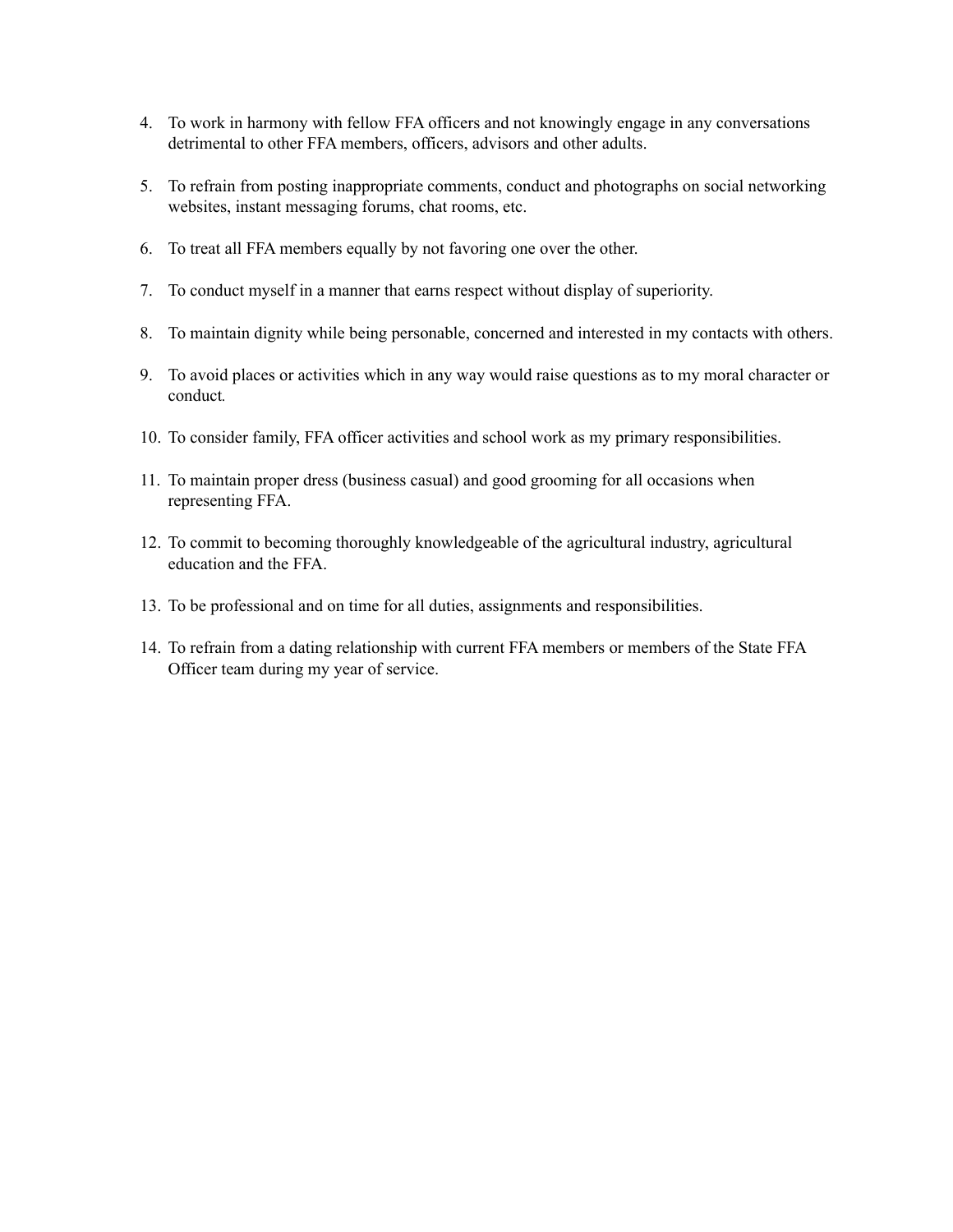4. To work in harmony with fellow FFA officers and not knowingly engage in any conversations detrimental to other FFA members, officers, advisors and other adults.

5. To refrain from posting inappropriate comments, conduct and photographs on social networking websites, instant messaging forums, chat rooms, etc.

6. To treat all FFA members equally by not favoring one over the other.

7. To conduct myself in a manner that earns respect without display of superiority.

8. To maintain dignity while being personable, concerned and interested in my contacts with others.

9. To avoid places or activities which in any way would raise questions as to my moral character or conduct.

10. To consider family, FFA officer activities and school work as my primary responsibilities.

11. To maintain proper dress (business casual) and good grooming for all occasions when representing FFA.

12. To commit to becoming thoroughly knowledgeable of the agricultural industry, agricultural education and the FFA.

13. To be professional and on time for all duties, assignments and responsibilities.

14. To refrain from a dating relationship with current FFA members or members of the State FFA Officer team during my year of service.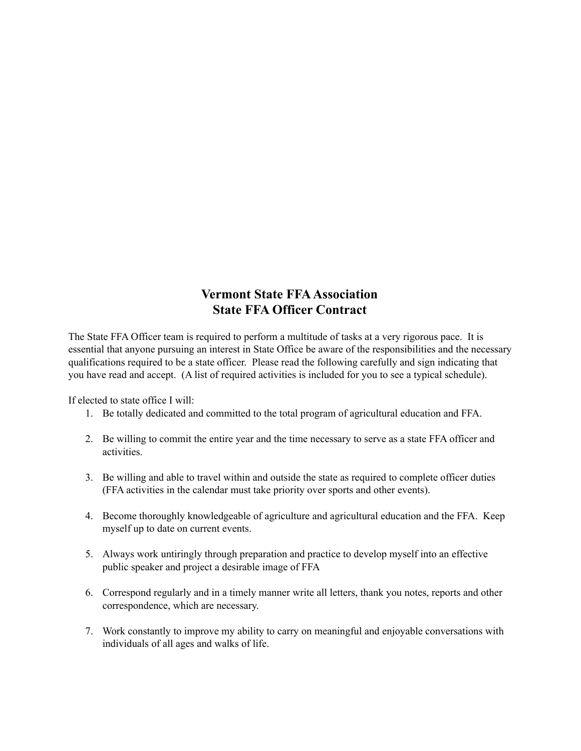# Vermont State FFA Association
# State FFA Officer Contract

The State FFA Officer team is required to perform a multitude of tasks at a very rigorous pace. It is essential that anyone pursuing an interest in State Office be aware of the responsibilities and the necessary qualifications required to be a state officer. Please read the following carefully and sign indicating that you have read and accept. (A list of required activities is included for you to see a typical schedule).

If elected to state office I will:

1. Be totally dedicated and committed to the total program of agricultural education and FFA.

2. Be willing to commit the entire year and the time necessary to serve as a state FFA officer and activities.

3. Be willing and able to travel within and outside the state as required to complete officer duties (FFA activities in the calendar must take priority over sports and other events).

4. Become thoroughly knowledgeable of agriculture and agricultural education and the FFA. Keep myself up to date on current events.

5. Always work untiringly through preparation and practice to develop myself into an effective public speaker and project a desirable image of FFA

6. Correspond regularly and in a timely manner write all letters, thank you notes, reports and other correspondence, which are necessary.

7. Work constantly to improve my ability to carry on meaningful and enjoyable conversations with individuals of all ages and walks of life.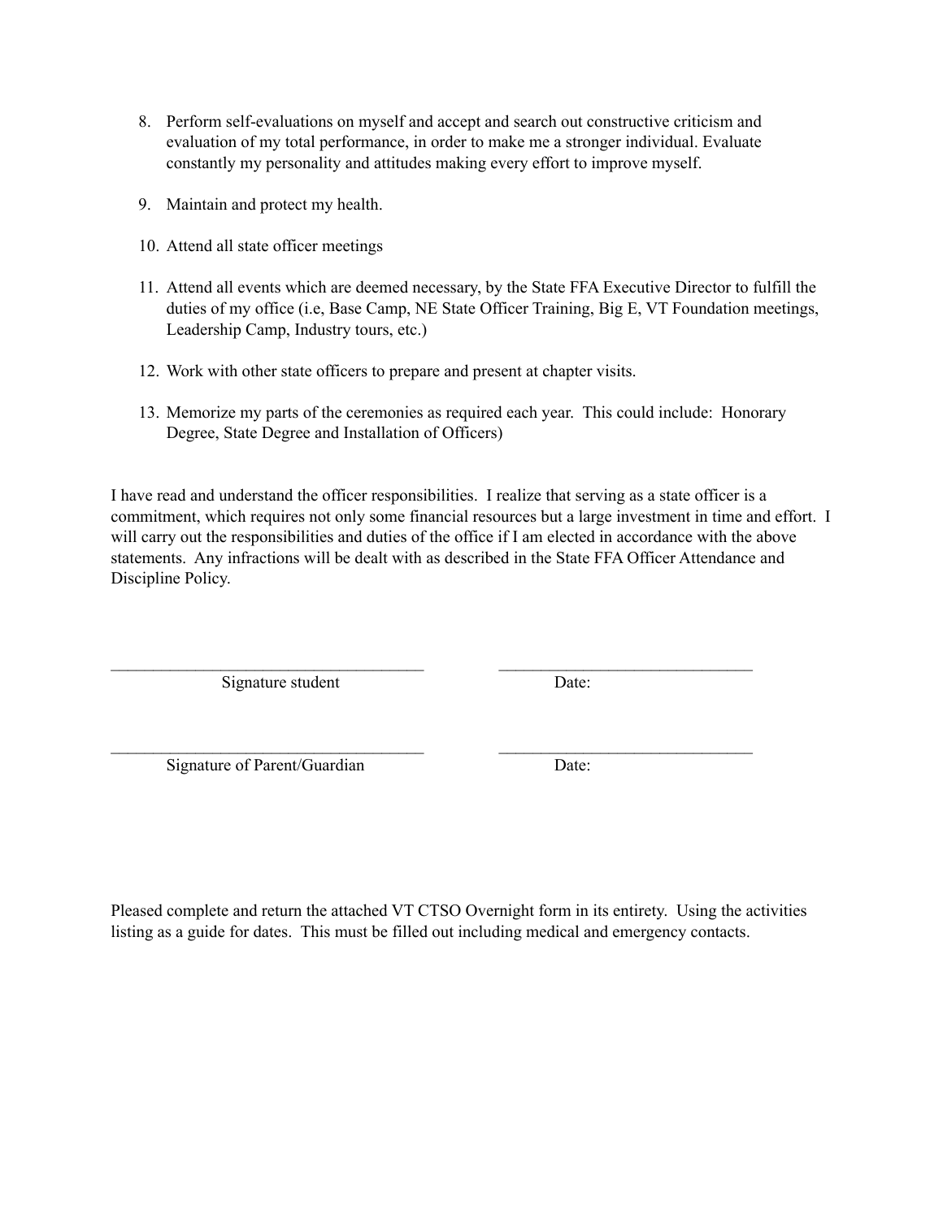8. Perform self-evaluations on myself and accept and search out constructive criticism and evaluation of my total performance, in order to make me a stronger individual. Evaluate constantly my personality and attitudes making every effort to improve myself.

9. Maintain and protect my health.

10. Attend all state officer meetings

11. Attend all events which are deemed necessary, by the State FFA Executive Director to fulfill the duties of my office (i.e, Base Camp, NE State Officer Training, Big E, VT Foundation meetings, Leadership Camp, Industry tours, etc.)

12. Work with other state officers to prepare and present at chapter visits.

13. Memorize my parts of the ceremonies as required each year. This could include: Honorary Degree, State Degree and Installation of Officers)

I have read and understand the officer responsibilities. I realize that serving as a state officer is a commitment, which requires not only some financial resources but a large investment in time and effort. I will carry out the responsibilities and duties of the office if I am elected in accordance with the above statements. Any infractions will be dealt with as described in the State FFA Officer Attendance and Discipline Policy.

_____________________________________ _____________________________

Signature student Date:

_____________________________________ _____________________________

Signature of Parent/Guardian Date:

Pleased complete and return the attached VT CTSO Overnight form in its entirety. Using the activities listing as a guide for dates. This must be filled out including medical and emergency contacts.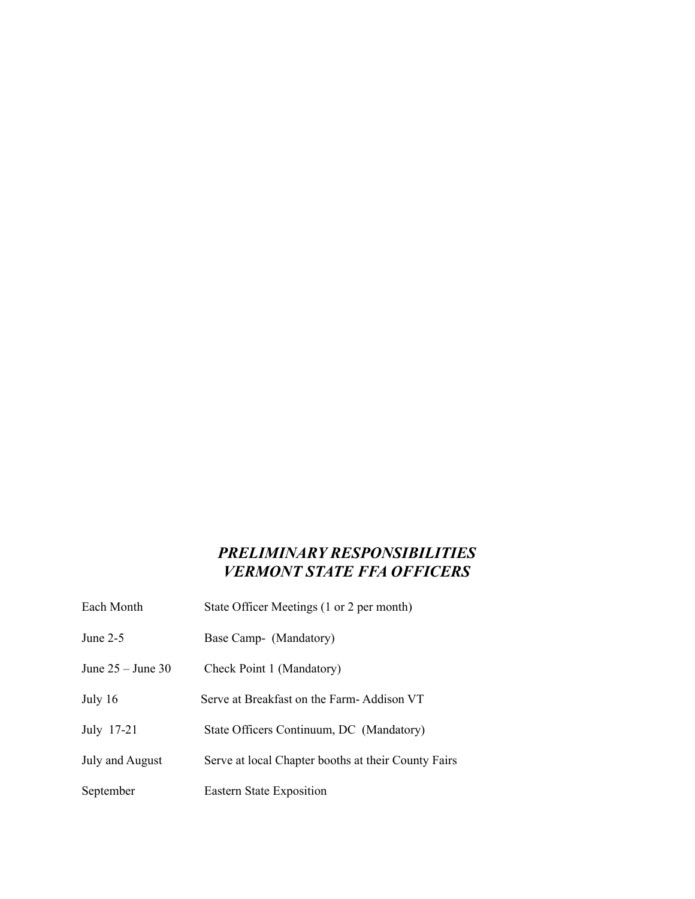## ***PRELIMINARY RESPONSIBILITIES***
## ***VERMONT STATE FFA OFFICERS***

| | |
|---|---|
| Each Month | State Officer Meetings (1 or 2 per month) |
| June 2-5 | Base Camp- (Mandatory) |
| June 25 – June 30 | Check Point 1 (Mandatory) |
| July 16 | Serve at Breakfast on the Farm- Addison VT |
| July 17-21 | State Officers Continuum, DC (Mandatory) |
| July and August | Serve at local Chapter booths at their County Fairs |
| September | Eastern State Exposition |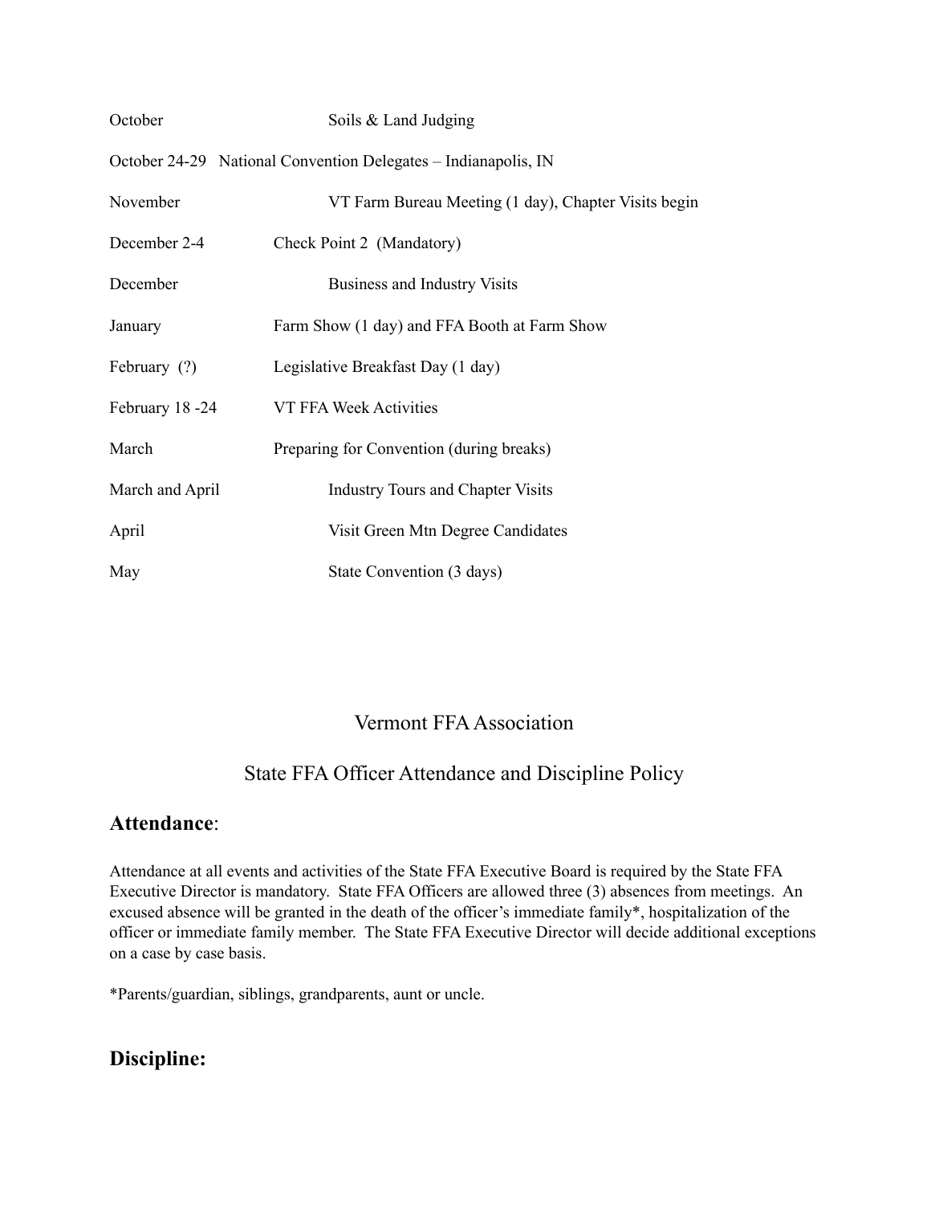| | |
|---|---|
| October | Soils & Land Judging |
| October 24-29 | National Convention Delegates – Indianapolis, IN |
| November | VT Farm Bureau Meeting (1 day), Chapter Visits begin |
| December 2-4 | Check Point 2 (Mandatory) |
| December | Business and Industry Visits |
| January | Farm Show (1 day) and FFA Booth at Farm Show |
| February (?) | Legislative Breakfast Day (1 day) |
| February 18 -24 | VT FFA Week Activities |
| March | Preparing for Convention (during breaks) |
| March and April | Industry Tours and Chapter Visits |
| April | Visit Green Mtn Degree Candidates |
| May | State Convention (3 days) |

# Vermont FFA Association

## State FFA Officer Attendance and Discipline Policy

### Attendance:

Attendance at all events and activities of the State FFA Executive Board is required by the State FFA Executive Director is mandatory. State FFA Officers are allowed three (3) absences from meetings. An excused absence will be granted in the death of the officer's immediate family*, hospitalization of the officer or immediate family member. The State FFA Executive Director will decide additional exceptions on a case by case basis.

*Parents/guardian, siblings, grandparents, aunt or uncle.

### Discipline: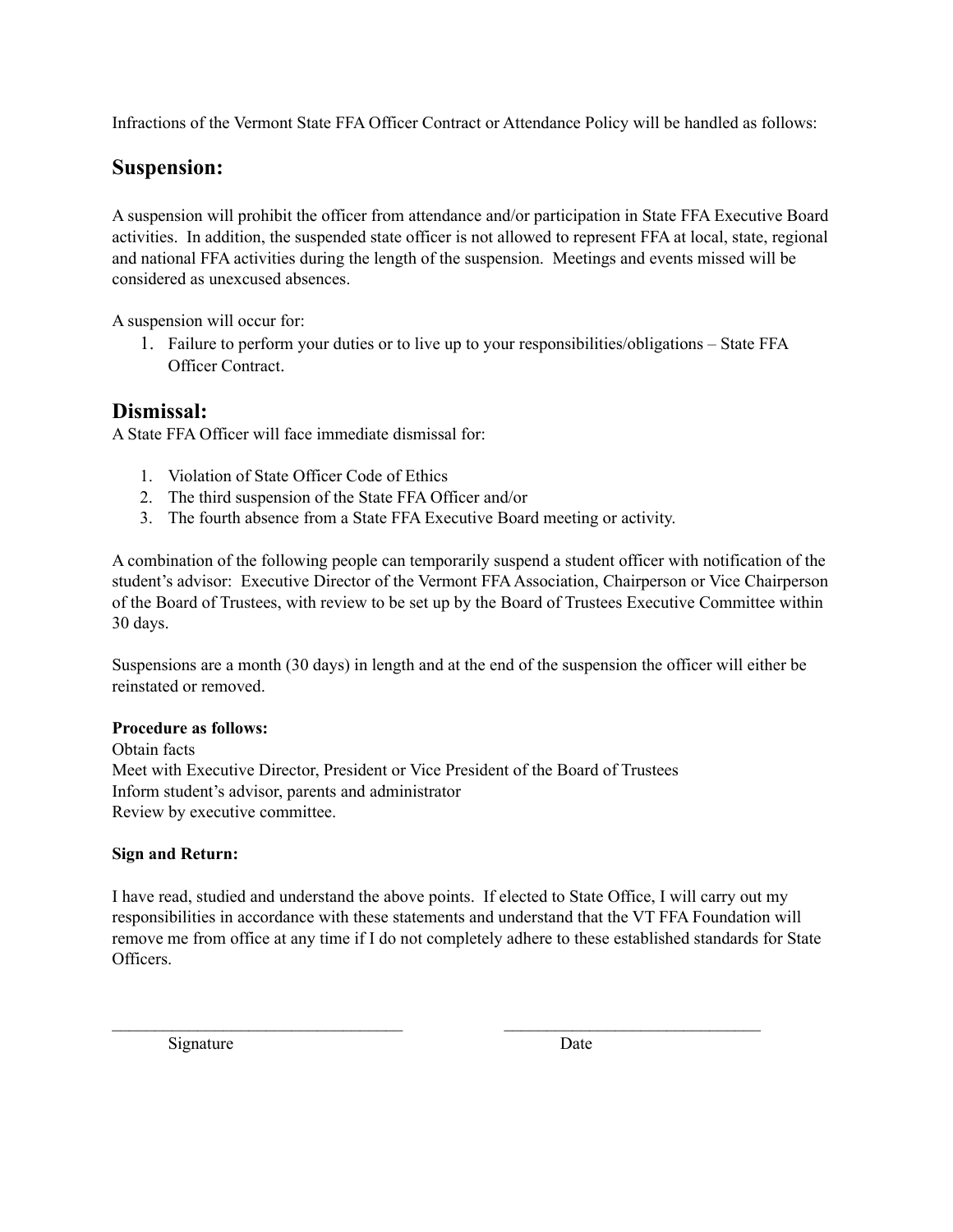Infractions of the Vermont State FFA Officer Contract or Attendance Policy will be handled as follows:

## Suspension:

A suspension will prohibit the officer from attendance and/or participation in State FFA Executive Board activities. In addition, the suspended state officer is not allowed to represent FFA at local, state, regional and national FFA activities during the length of the suspension. Meetings and events missed will be considered as unexcused absences.

A suspension will occur for:

1. Failure to perform your duties or to live up to your responsibilities/obligations – State FFA Officer Contract.

## Dismissal:

A State FFA Officer will face immediate dismissal for:

1. Violation of State Officer Code of Ethics
2. The third suspension of the State FFA Officer and/or
3. The fourth absence from a State FFA Executive Board meeting or activity.

A combination of the following people can temporarily suspend a student officer with notification of the student's advisor: Executive Director of the Vermont FFA Association, Chairperson or Vice Chairperson of the Board of Trustees, with review to be set up by the Board of Trustees Executive Committee within 30 days.

Suspensions are a month (30 days) in length and at the end of the suspension the officer will either be reinstated or removed.

**Procedure as follows:**
Obtain facts
Meet with Executive Director, President or Vice President of the Board of Trustees
Inform student's advisor, parents and administrator
Review by executive committee.

**Sign and Return:**

I have read, studied and understand the above points. If elected to State Office, I will carry out my responsibilities in accordance with these statements and understand that the VT FFA Foundation will remove me from office at any time if I do not completely adhere to these established standards for State Officers.

\_\_\_\_\_\_\_\_\_\_\_\_\_\_\_\_\_\_\_\_\_\_\_\_\_\_\_\_\_\_\_\_\_\_\_ \_\_\_\_\_\_\_\_\_\_\_\_\_\_\_\_\_\_\_\_\_\_\_\_\_\_\_\_\_\_\_\_\_

Signature Date